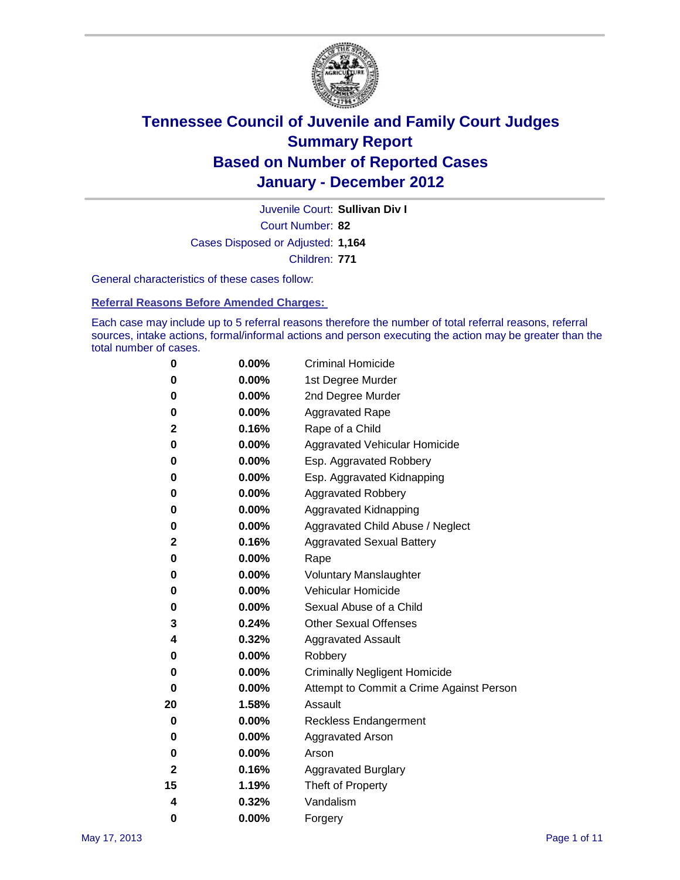# Tennessee Council of Juvenile and Family Court Judges
# Summary Report
# Based on Number of Reported Cases
# January - December 2012

Juvenile Court: **Sullivan Div I**

Court Number: **82**

Cases Disposed or Adjusted: **1,164**

Children: **771**

General characteristics of these cases follow:

## Referral Reasons Before Amended Charges:

Each case may include up to 5 referral reasons therefore the number of total referral reasons, referral sources, intake actions, formal/informal actions and person executing the action may be greater than the total number of cases.

| Count | Percent | Referral Reason |
|---|---|---|
| 0 | 0.00% | Criminal Homicide |
| 0 | 0.00% | 1st Degree Murder |
| 0 | 0.00% | 2nd Degree Murder |
| 0 | 0.00% | Aggravated Rape |
| 2 | 0.16% | Rape of a Child |
| 0 | 0.00% | Aggravated Vehicular Homicide |
| 0 | 0.00% | Esp. Aggravated Robbery |
| 0 | 0.00% | Esp. Aggravated Kidnapping |
| 0 | 0.00% | Aggravated Robbery |
| 0 | 0.00% | Aggravated Kidnapping |
| 0 | 0.00% | Aggravated Child Abuse / Neglect |
| 2 | 0.16% | Aggravated Sexual Battery |
| 0 | 0.00% | Rape |
| 0 | 0.00% | Voluntary Manslaughter |
| 0 | 0.00% | Vehicular Homicide |
| 0 | 0.00% | Sexual Abuse of a Child |
| 3 | 0.24% | Other Sexual Offenses |
| 4 | 0.32% | Aggravated Assault |
| 0 | 0.00% | Robbery |
| 0 | 0.00% | Criminally Negligent Homicide |
| 0 | 0.00% | Attempt to Commit a Crime Against Person |
| 20 | 1.58% | Assault |
| 0 | 0.00% | Reckless Endangerment |
| 0 | 0.00% | Aggravated Arson |
| 0 | 0.00% | Arson |
| 2 | 0.16% | Aggravated Burglary |
| 15 | 1.19% | Theft of Property |
| 4 | 0.32% | Vandalism |
| 0 | 0.00% | Forgery |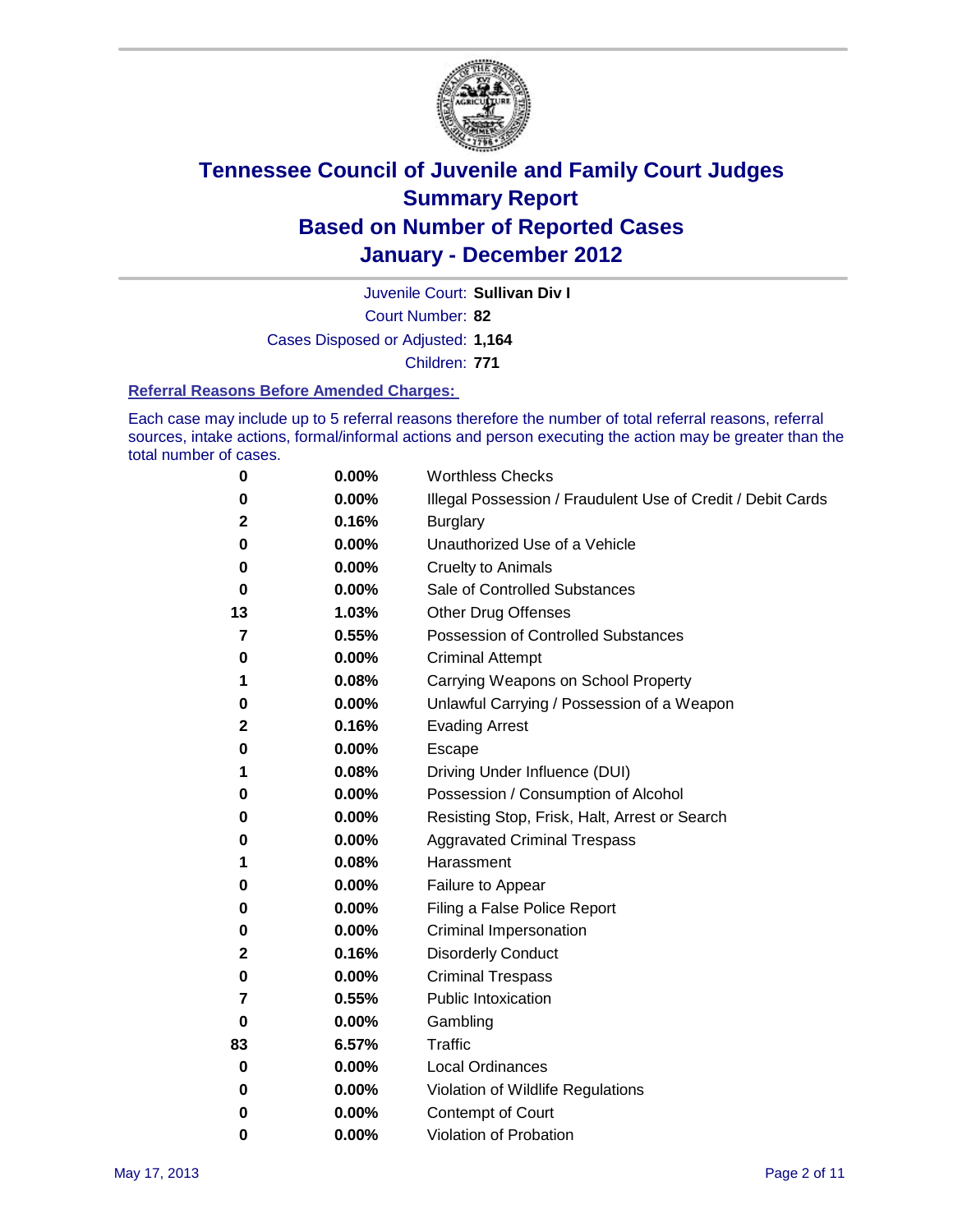# Tennessee Council of Juvenile and Family Court Judges
## Summary Report
## Based on Number of Reported Cases
## January - December 2012

Juvenile Court: **Sullivan Div I**

Court Number: **82**

Cases Disposed or Adjusted: **1,164**

Children: **771**

### Referral Reasons Before Amended Charges:

Each case may include up to 5 referral reasons therefore the number of total referral reasons, referral sources, intake actions, formal/informal actions and person executing the action may be greater than the total number of cases.

| Count | Percent | Reason |
|---|---|---|
| 0 | 0.00% | Worthless Checks |
| 0 | 0.00% | Illegal Possession / Fraudulent Use of Credit / Debit Cards |
| 2 | 0.16% | Burglary |
| 0 | 0.00% | Unauthorized Use of a Vehicle |
| 0 | 0.00% | Cruelty to Animals |
| 0 | 0.00% | Sale of Controlled Substances |
| 13 | 1.03% | Other Drug Offenses |
| 7 | 0.55% | Possession of Controlled Substances |
| 0 | 0.00% | Criminal Attempt |
| 1 | 0.08% | Carrying Weapons on School Property |
| 0 | 0.00% | Unlawful Carrying / Possession of a Weapon |
| 2 | 0.16% | Evading Arrest |
| 0 | 0.00% | Escape |
| 1 | 0.08% | Driving Under Influence (DUI) |
| 0 | 0.00% | Possession / Consumption of Alcohol |
| 0 | 0.00% | Resisting Stop, Frisk, Halt, Arrest or Search |
| 0 | 0.00% | Aggravated Criminal Trespass |
| 1 | 0.08% | Harassment |
| 0 | 0.00% | Failure to Appear |
| 0 | 0.00% | Filing a False Police Report |
| 0 | 0.00% | Criminal Impersonation |
| 2 | 0.16% | Disorderly Conduct |
| 0 | 0.00% | Criminal Trespass |
| 7 | 0.55% | Public Intoxication |
| 0 | 0.00% | Gambling |
| 83 | 6.57% | Traffic |
| 0 | 0.00% | Local Ordinances |
| 0 | 0.00% | Violation of Wildlife Regulations |
| 0 | 0.00% | Contempt of Court |
| 0 | 0.00% | Violation of Probation |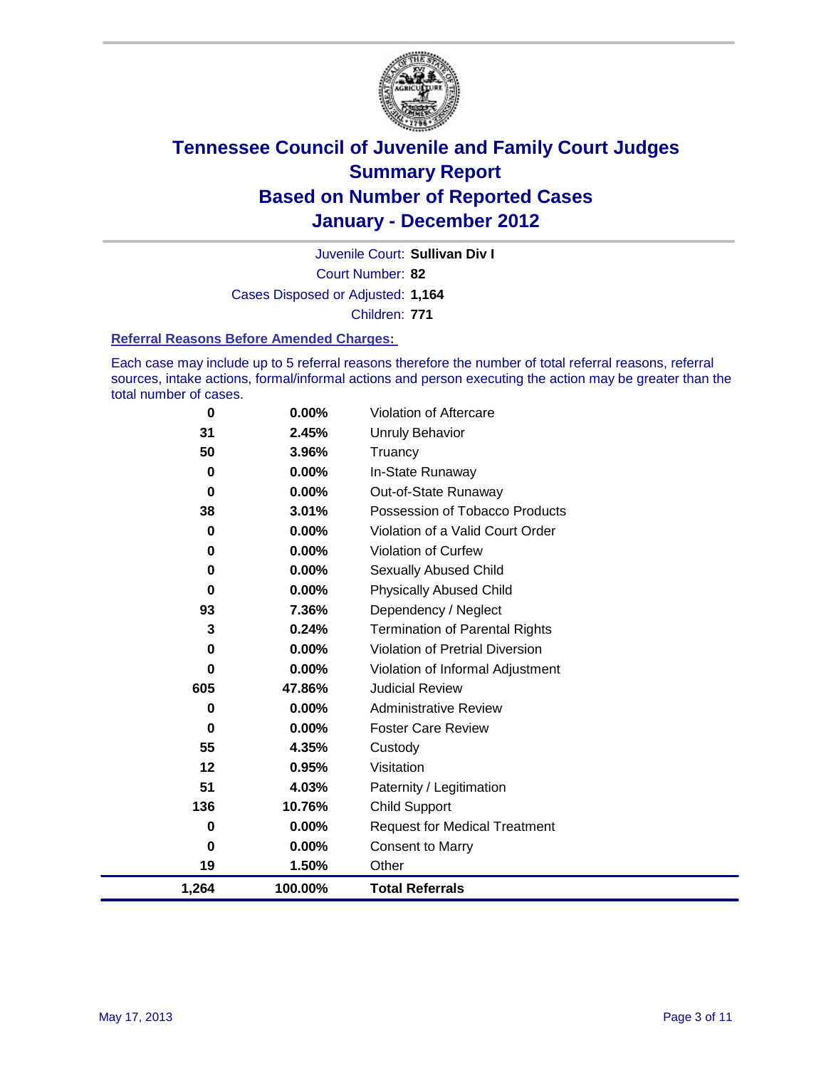# Tennessee Council of Juvenile and Family Court Judges
# Summary Report
# Based on Number of Reported Cases
# January - December 2012

Juvenile Court: **Sullivan Div I**

Court Number: **82**

Cases Disposed or Adjusted: **1,164**

Children: **771**

### Referral Reasons Before Amended Charges:

Each case may include up to 5 referral reasons therefore the number of total referral reasons, referral sources, intake actions, formal/informal actions and person executing the action may be greater than the total number of cases.

| | | |
|---|---|---|
| 0 | 0.00% | Violation of Aftercare |
| 31 | 2.45% | Unruly Behavior |
| 50 | 3.96% | Truancy |
| 0 | 0.00% | In-State Runaway |
| 0 | 0.00% | Out-of-State Runaway |
| 38 | 3.01% | Possession of Tobacco Products |
| 0 | 0.00% | Violation of a Valid Court Order |
| 0 | 0.00% | Violation of Curfew |
| 0 | 0.00% | Sexually Abused Child |
| 0 | 0.00% | Physically Abused Child |
| 93 | 7.36% | Dependency / Neglect |
| 3 | 0.24% | Termination of Parental Rights |
| 0 | 0.00% | Violation of Pretrial Diversion |
| 0 | 0.00% | Violation of Informal Adjustment |
| 605 | 47.86% | Judicial Review |
| 0 | 0.00% | Administrative Review |
| 0 | 0.00% | Foster Care Review |
| 55 | 4.35% | Custody |
| 12 | 0.95% | Visitation |
| 51 | 4.03% | Paternity / Legitimation |
| 136 | 10.76% | Child Support |
| 0 | 0.00% | Request for Medical Treatment |
| 0 | 0.00% | Consent to Marry |
| 19 | 1.50% | Other |
| **1,264** | **100.00%** | **Total Referrals** |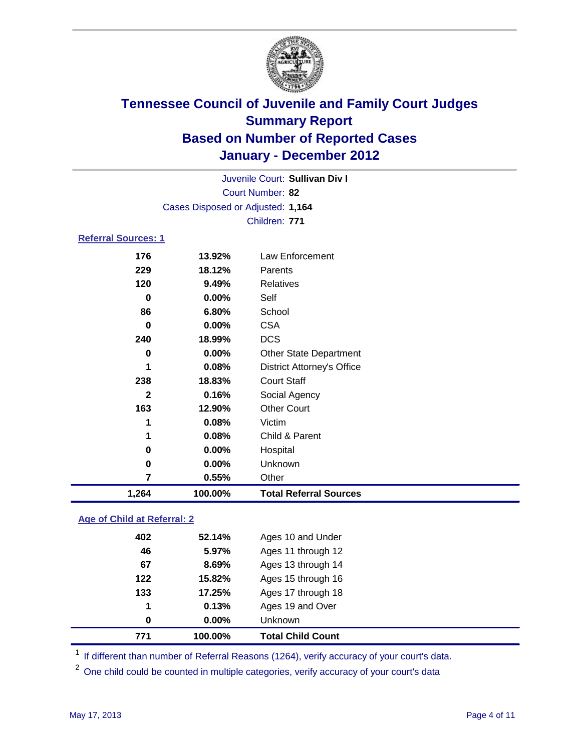# Tennessee Council of Juvenile and Family Court Judges
## Summary Report
## Based on Number of Reported Cases
## January - December 2012

Juvenile Court: **Sullivan Div I**

Court Number: **82**

Cases Disposed or Adjusted: **1,164**

Children: **771**

### Referral Sources: 1

| Count | Percent | Source |
|---|---|---|
| 176 | 13.92% | Law Enforcement |
| 229 | 18.12% | Parents |
| 120 | 9.49% | Relatives |
| 0 | 0.00% | Self |
| 86 | 6.80% | School |
| 0 | 0.00% | CSA |
| 240 | 18.99% | DCS |
| 0 | 0.00% | Other State Department |
| 1 | 0.08% | District Attorney's Office |
| 238 | 18.83% | Court Staff |
| 2 | 0.16% | Social Agency |
| 163 | 12.90% | Other Court |
| 1 | 0.08% | Victim |
| 1 | 0.08% | Child & Parent |
| 0 | 0.00% | Hospital |
| 0 | 0.00% | Unknown |
| 7 | 0.55% | Other |
| **1,264** | **100.00%** | **Total Referral Sources** |

### Age of Child at Referral: 2

| Count | Percent | Age |
|---|---|---|
| 402 | 52.14% | Ages 10 and Under |
| 46 | 5.97% | Ages 11 through 12 |
| 67 | 8.69% | Ages 13 through 14 |
| 122 | 15.82% | Ages 15 through 16 |
| 133 | 17.25% | Ages 17 through 18 |
| 1 | 0.13% | Ages 19 and Over |
| 0 | 0.00% | Unknown |
| **771** | **100.00%** | **Total Child Count** |

[1] If different than number of Referral Reasons (1264), verify accuracy of your court's data.

[2] One child could be counted in multiple categories, verify accuracy of your court's data

May 17, 2013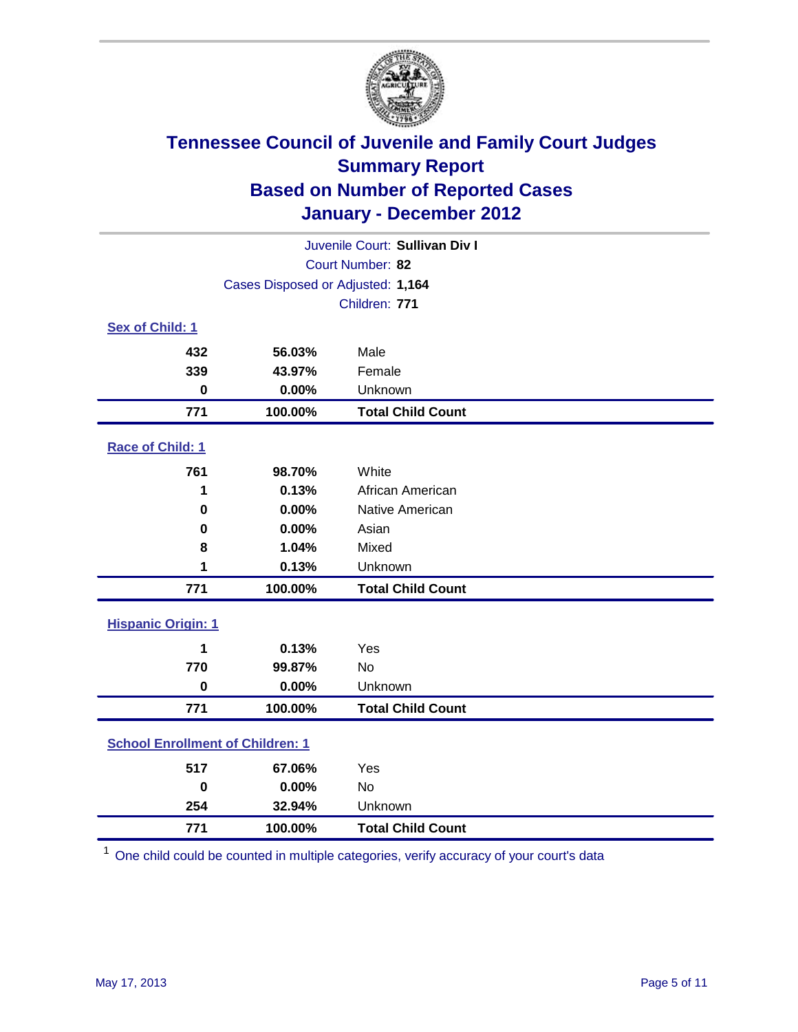# Tennessee Council of Juvenile and Family Court Judges
## Summary Report
## Based on Number of Reported Cases
## January - December 2012

Juvenile Court: **Sullivan Div I**
Court Number: **82**
Cases Disposed or Adjusted: **1,164**
Children: **771**

### Sex of Child: 1

| | | |
|---|---|---|
| **432** | **56.03%** | Male |
| **339** | **43.97%** | Female |
| **0** | **0.00%** | Unknown |
| **771** | **100.00%** | **Total Child Count** |

### Race of Child: 1

| | | |
|---|---|---|
| **761** | **98.70%** | White |
| **1** | **0.13%** | African American |
| **0** | **0.00%** | Native American |
| **0** | **0.00%** | Asian |
| **8** | **1.04%** | Mixed |
| **1** | **0.13%** | Unknown |
| **771** | **100.00%** | **Total Child Count** |

### Hispanic Origin: 1

| | | |
|---|---|---|
| **1** | **0.13%** | Yes |
| **770** | **99.87%** | No |
| **0** | **0.00%** | Unknown |
| **771** | **100.00%** | **Total Child Count** |

### School Enrollment of Children: 1

| | | |
|---|---|---|
| **517** | **67.06%** | Yes |
| **0** | **0.00%** | No |
| **254** | **32.94%** | Unknown |
| **771** | **100.00%** | **Total Child Count** |

[1] One child could be counted in multiple categories, verify accuracy of your court's data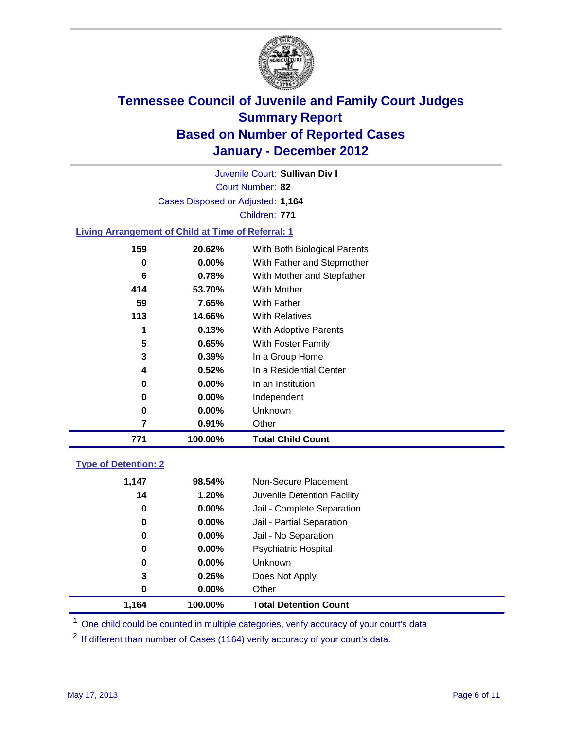# Tennessee Council of Juvenile and Family Court Judges
## Summary Report
## Based on Number of Reported Cases
## January - December 2012

Juvenile Court: **Sullivan Div I**

Court Number: **82**

Cases Disposed or Adjusted: **1,164**

Children: **771**

### Living Arrangement of Child at Time of Referral: 1

| Count | Percent | Category |
|---|---|---|
| 159 | 20.62% | With Both Biological Parents |
| 0 | 0.00% | With Father and Stepmother |
| 6 | 0.78% | With Mother and Stepfather |
| 414 | 53.70% | With Mother |
| 59 | 7.65% | With Father |
| 113 | 14.66% | With Relatives |
| 1 | 0.13% | With Adoptive Parents |
| 5 | 0.65% | With Foster Family |
| 3 | 0.39% | In a Group Home |
| 4 | 0.52% | In a Residential Center |
| 0 | 0.00% | In an Institution |
| 0 | 0.00% | Independent |
| 0 | 0.00% | Unknown |
| 7 | 0.91% | Other |
| **771** | **100.00%** | **Total Child Count** |

### Type of Detention: 2

| Count | Percent | Category |
|---|---|---|
| 1,147 | 98.54% | Non-Secure Placement |
| 14 | 1.20% | Juvenile Detention Facility |
| 0 | 0.00% | Jail - Complete Separation |
| 0 | 0.00% | Jail - Partial Separation |
| 0 | 0.00% | Jail - No Separation |
| 0 | 0.00% | Psychiatric Hospital |
| 0 | 0.00% | Unknown |
| 3 | 0.26% | Does Not Apply |
| 0 | 0.00% | Other |
| **1,164** | **100.00%** | **Total Detention Count** |

[1] One child could be counted in multiple categories, verify accuracy of your court's data

[2] If different than number of Cases (1164) verify accuracy of your court's data.

May 17, 2013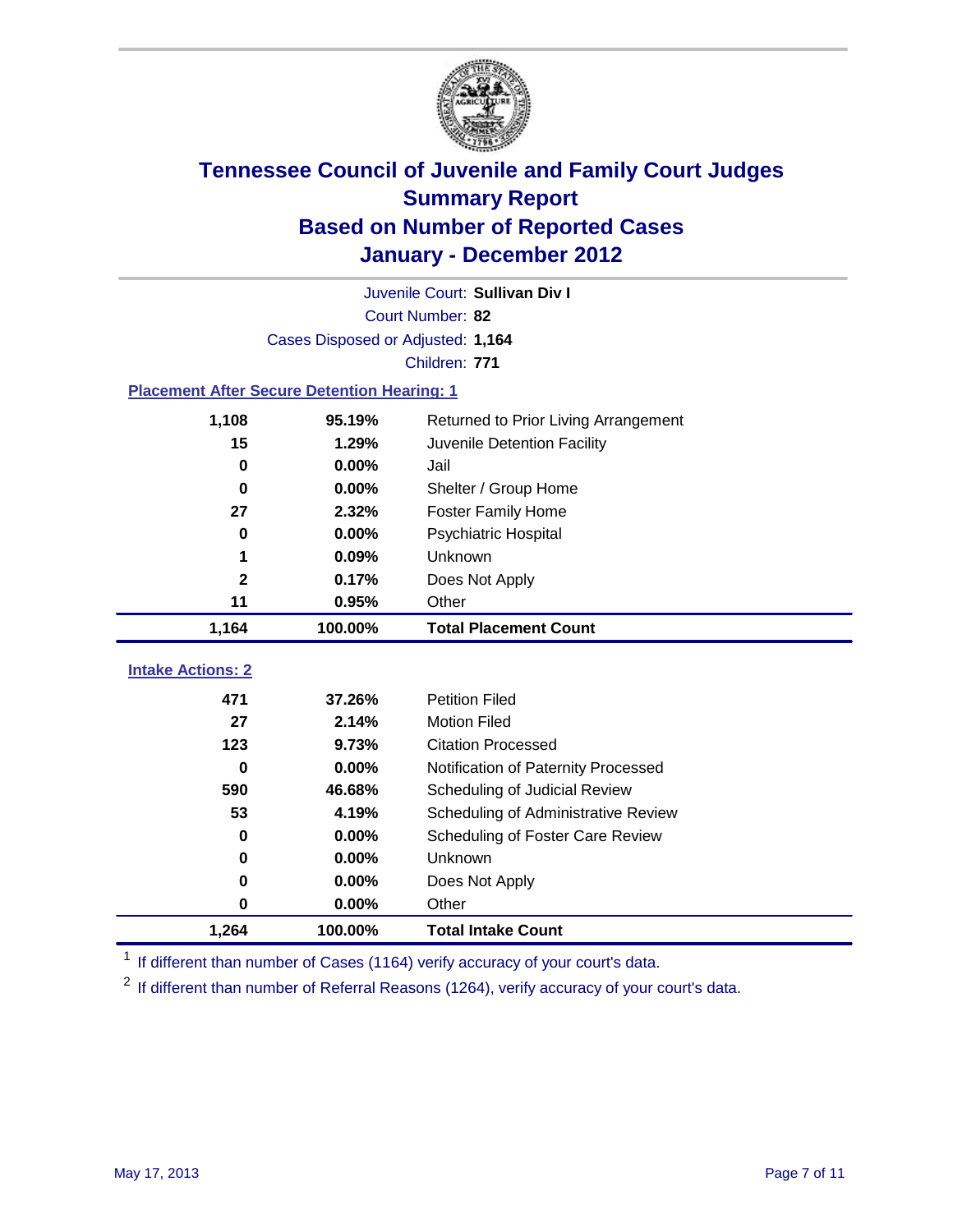# Tennessee Council of Juvenile and Family Court Judges
## Summary Report
## Based on Number of Reported Cases
## January - December 2012

Juvenile Court: **Sullivan Div I**

Court Number: **82**

Cases Disposed or Adjusted: **1,164**

Children: **771**

### Placement After Secure Detention Hearing: 1

| Count | Percent | Placement |
|---|---|---|
| 1,108 | 95.19% | Returned to Prior Living Arrangement |
| 15 | 1.29% | Juvenile Detention Facility |
| 0 | 0.00% | Jail |
| 0 | 0.00% | Shelter / Group Home |
| 27 | 2.32% | Foster Family Home |
| 0 | 0.00% | Psychiatric Hospital |
| 1 | 0.09% | Unknown |
| 2 | 0.17% | Does Not Apply |
| 11 | 0.95% | Other |
| **1,164** | **100.00%** | **Total Placement Count** |

### Intake Actions: 2

| Count | Percent | Action |
|---|---|---|
| 471 | 37.26% | Petition Filed |
| 27 | 2.14% | Motion Filed |
| 123 | 9.73% | Citation Processed |
| 0 | 0.00% | Notification of Paternity Processed |
| 590 | 46.68% | Scheduling of Judicial Review |
| 53 | 4.19% | Scheduling of Administrative Review |
| 0 | 0.00% | Scheduling of Foster Care Review |
| 0 | 0.00% | Unknown |
| 0 | 0.00% | Does Not Apply |
| 0 | 0.00% | Other |
| **1,264** | **100.00%** | **Total Intake Count** |

[1] If different than number of Cases (1164) verify accuracy of your court's data.

[2] If different than number of Referral Reasons (1264), verify accuracy of your court's data.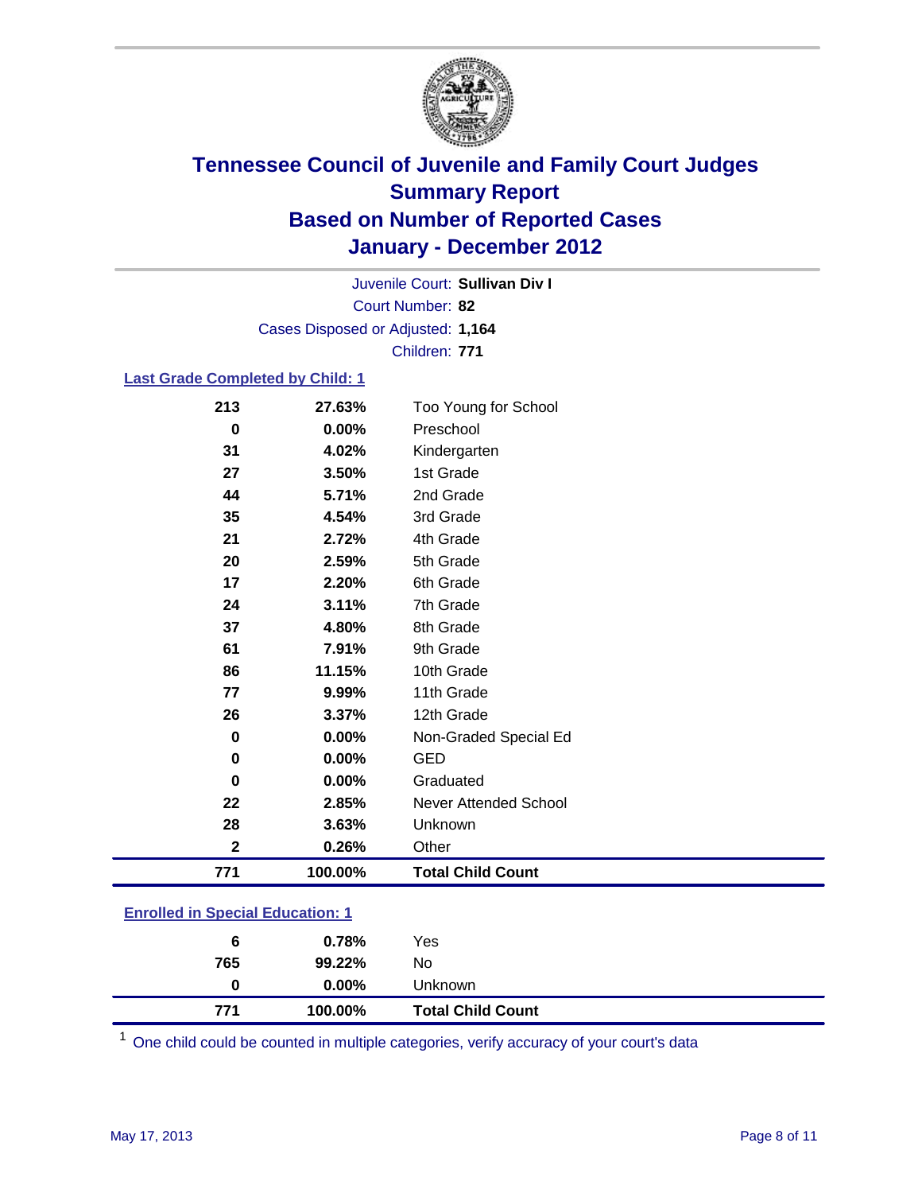# Tennessee Council of Juvenile and Family Court Judges
## Summary Report
## Based on Number of Reported Cases
## January - December 2012

Juvenile Court: **Sullivan Div I**
Court Number: **82**
Cases Disposed or Adjusted: **1,164**
Children: **771**

### Last Grade Completed by Child: 1

| | | |
|---|---|---|
| 213 | 27.63% | Too Young for School |
| 0 | 0.00% | Preschool |
| 31 | 4.02% | Kindergarten |
| 27 | 3.50% | 1st Grade |
| 44 | 5.71% | 2nd Grade |
| 35 | 4.54% | 3rd Grade |
| 21 | 2.72% | 4th Grade |
| 20 | 2.59% | 5th Grade |
| 17 | 2.20% | 6th Grade |
| 24 | 3.11% | 7th Grade |
| 37 | 4.80% | 8th Grade |
| 61 | 7.91% | 9th Grade |
| 86 | 11.15% | 10th Grade |
| 77 | 9.99% | 11th Grade |
| 26 | 3.37% | 12th Grade |
| 0 | 0.00% | Non-Graded Special Ed |
| 0 | 0.00% | GED |
| 0 | 0.00% | Graduated |
| 22 | 2.85% | Never Attended School |
| 28 | 3.63% | Unknown |
| 2 | 0.26% | Other |
| **771** | **100.00%** | **Total Child Count** |

### Enrolled in Special Education: 1

| | | |
|---|---|---|
| 6 | 0.78% | Yes |
| 765 | 99.22% | No |
| 0 | 0.00% | Unknown |
| **771** | **100.00%** | **Total Child Count** |

[1] One child could be counted in multiple categories, verify accuracy of your court's data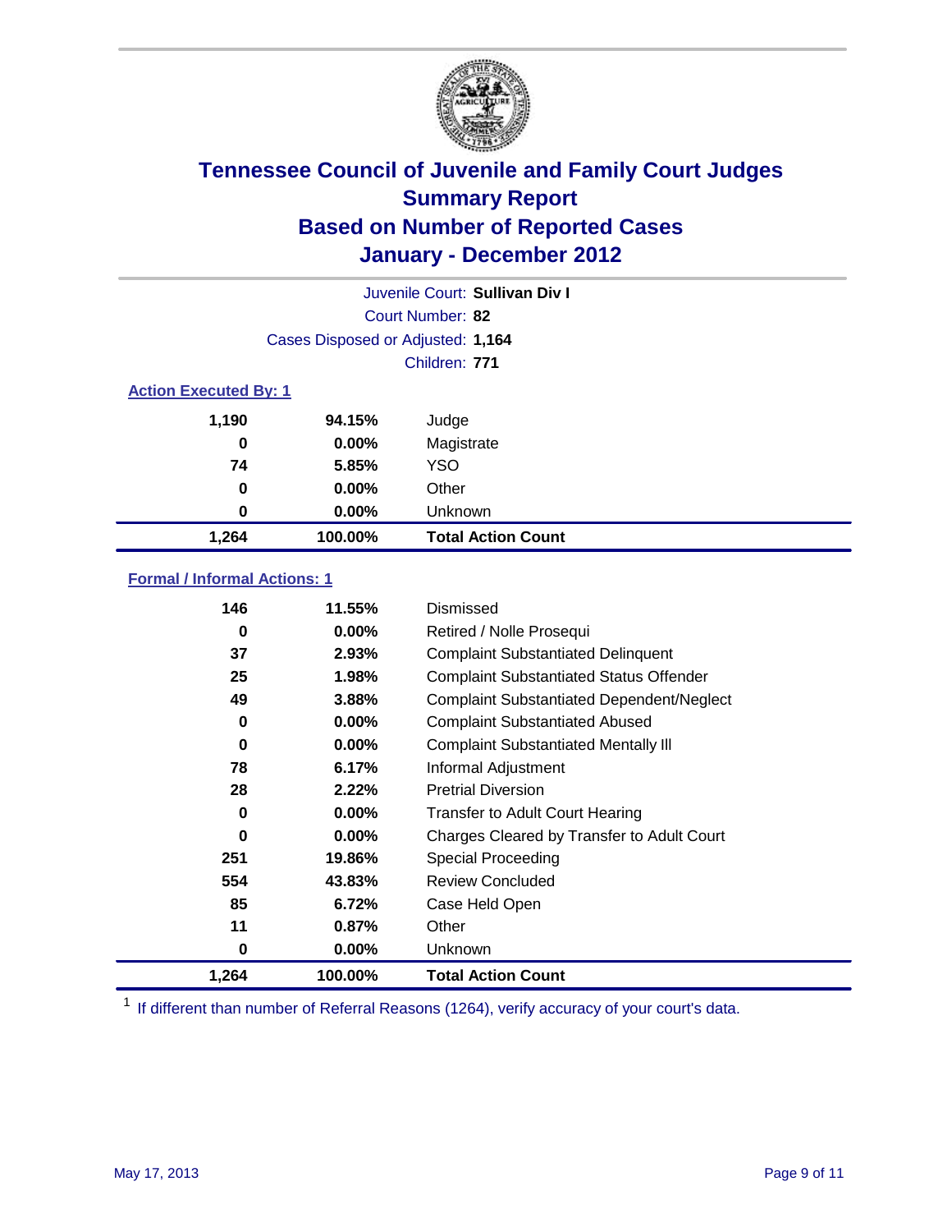# Tennessee Council of Juvenile and Family Court Judges
## Summary Report
## Based on Number of Reported Cases
## January - December 2012

Juvenile Court: **Sullivan Div I**
Court Number: **82**
Cases Disposed or Adjusted: **1,164**
Children: **771**

### Action Executed By: 1

| | | |
|---|---|---|
| 1,190 | 94.15% | Judge |
| 0 | 0.00% | Magistrate |
| 74 | 5.85% | YSO |
| 0 | 0.00% | Other |
| 0 | 0.00% | Unknown |
| **1,264** | **100.00%** | **Total Action Count** |

### Formal / Informal Actions: 1

| | | |
|---|---|---|
| 146 | 11.55% | Dismissed |
| 0 | 0.00% | Retired / Nolle Prosequi |
| 37 | 2.93% | Complaint Substantiated Delinquent |
| 25 | 1.98% | Complaint Substantiated Status Offender |
| 49 | 3.88% | Complaint Substantiated Dependent/Neglect |
| 0 | 0.00% | Complaint Substantiated Abused |
| 0 | 0.00% | Complaint Substantiated Mentally Ill |
| 78 | 6.17% | Informal Adjustment |
| 28 | 2.22% | Pretrial Diversion |
| 0 | 0.00% | Transfer to Adult Court Hearing |
| 0 | 0.00% | Charges Cleared by Transfer to Adult Court |
| 251 | 19.86% | Special Proceeding |
| 554 | 43.83% | Review Concluded |
| 85 | 6.72% | Case Held Open |
| 11 | 0.87% | Other |
| 0 | 0.00% | Unknown |
| **1,264** | **100.00%** | **Total Action Count** |

[1] If different than number of Referral Reasons (1264), verify accuracy of your court's data.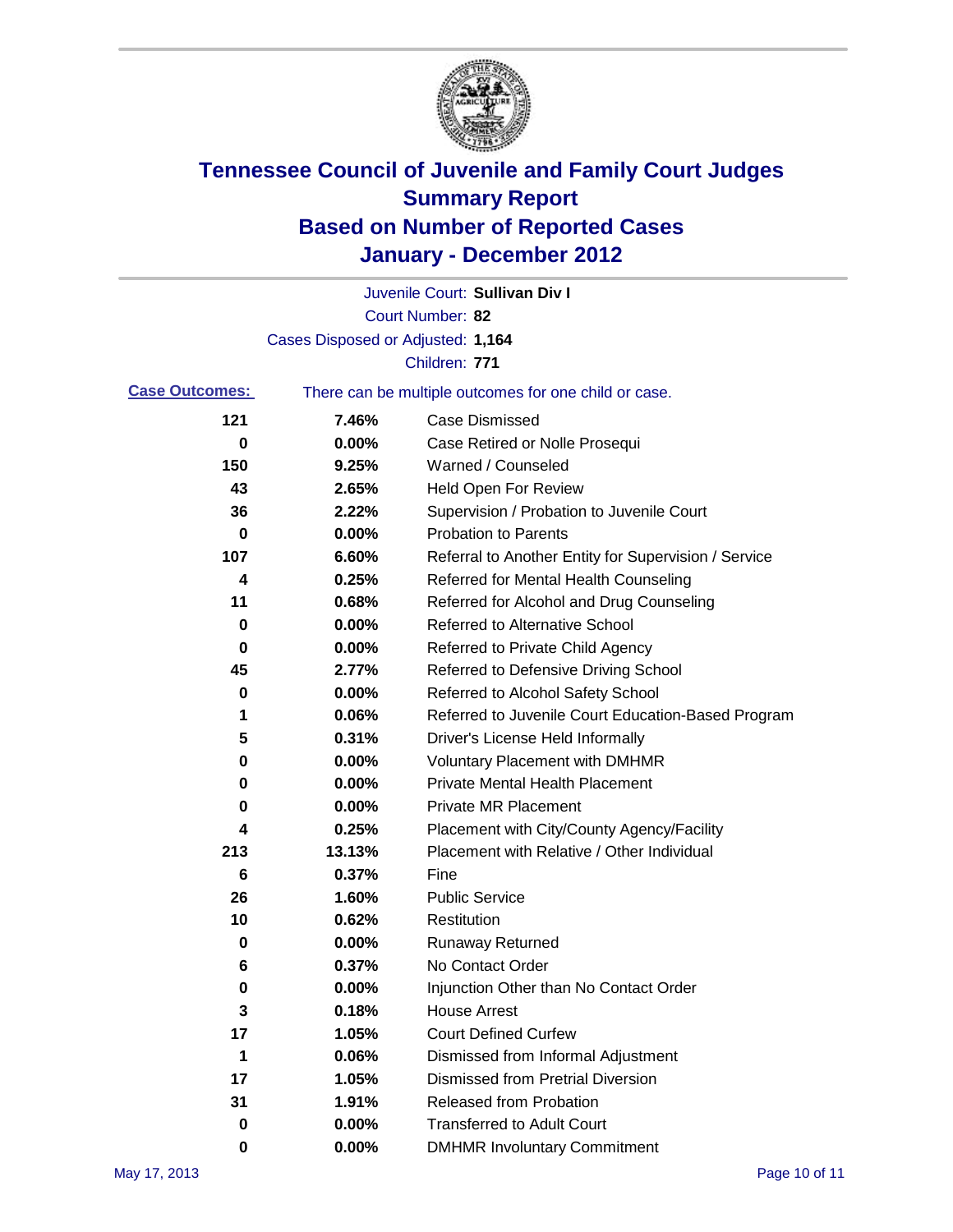# Tennessee Council of Juvenile and Family Court Judges
## Summary Report
## Based on Number of Reported Cases
## January - December 2012

Juvenile Court: **Sullivan Div I**

Court Number: **82**

Cases Disposed or Adjusted: **1,164**

Children: **771**

**Case Outcomes:** There can be multiple outcomes for one child or case.

| | | |
|---|---|---|
| 121 | 7.46% | Case Dismissed |
| 0 | 0.00% | Case Retired or Nolle Prosequi |
| 150 | 9.25% | Warned / Counseled |
| 43 | 2.65% | Held Open For Review |
| 36 | 2.22% | Supervision / Probation to Juvenile Court |
| 0 | 0.00% | Probation to Parents |
| 107 | 6.60% | Referral to Another Entity for Supervision / Service |
| 4 | 0.25% | Referred for Mental Health Counseling |
| 11 | 0.68% | Referred for Alcohol and Drug Counseling |
| 0 | 0.00% | Referred to Alternative School |
| 0 | 0.00% | Referred to Private Child Agency |
| 45 | 2.77% | Referred to Defensive Driving School |
| 0 | 0.00% | Referred to Alcohol Safety School |
| 1 | 0.06% | Referred to Juvenile Court Education-Based Program |
| 5 | 0.31% | Driver's License Held Informally |
| 0 | 0.00% | Voluntary Placement with DMHMR |
| 0 | 0.00% | Private Mental Health Placement |
| 0 | 0.00% | Private MR Placement |
| 4 | 0.25% | Placement with City/County Agency/Facility |
| 213 | 13.13% | Placement with Relative / Other Individual |
| 6 | 0.37% | Fine |
| 26 | 1.60% | Public Service |
| 10 | 0.62% | Restitution |
| 0 | 0.00% | Runaway Returned |
| 6 | 0.37% | No Contact Order |
| 0 | 0.00% | Injunction Other than No Contact Order |
| 3 | 0.18% | House Arrest |
| 17 | 1.05% | Court Defined Curfew |
| 1 | 0.06% | Dismissed from Informal Adjustment |
| 17 | 1.05% | Dismissed from Pretrial Diversion |
| 31 | 1.91% | Released from Probation |
| 0 | 0.00% | Transferred to Adult Court |
| 0 | 0.00% | DMHMR Involuntary Commitment |

May 17, 2013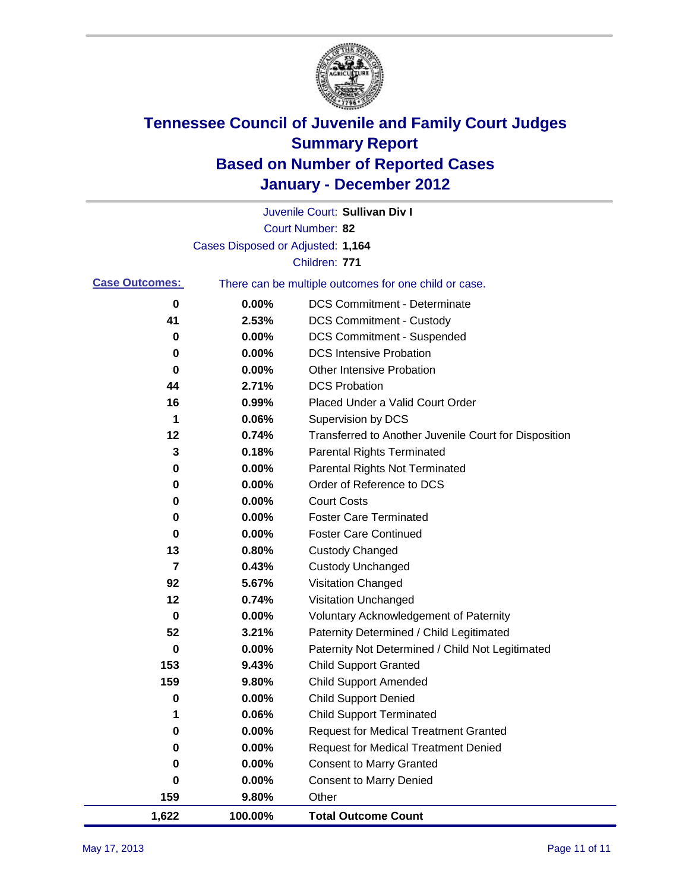# Tennessee Council of Juvenile and Family Court Judges
## Summary Report
## Based on Number of Reported Cases
## January - December 2012

Juvenile Court: **Sullivan Div I**

Court Number: **82**

Cases Disposed or Adjusted: **1,164**

Children: **771**

**Case Outcomes:** There can be multiple outcomes for one child or case.

| | | |
|---|---|---|
| 0 | 0.00% | DCS Commitment - Determinate |
| 41 | 2.53% | DCS Commitment - Custody |
| 0 | 0.00% | DCS Commitment - Suspended |
| 0 | 0.00% | DCS Intensive Probation |
| 0 | 0.00% | Other Intensive Probation |
| 44 | 2.71% | DCS Probation |
| 16 | 0.99% | Placed Under a Valid Court Order |
| 1 | 0.06% | Supervision by DCS |
| 12 | 0.74% | Transferred to Another Juvenile Court for Disposition |
| 3 | 0.18% | Parental Rights Terminated |
| 0 | 0.00% | Parental Rights Not Terminated |
| 0 | 0.00% | Order of Reference to DCS |
| 0 | 0.00% | Court Costs |
| 0 | 0.00% | Foster Care Terminated |
| 0 | 0.00% | Foster Care Continued |
| 13 | 0.80% | Custody Changed |
| 7 | 0.43% | Custody Unchanged |
| 92 | 5.67% | Visitation Changed |
| 12 | 0.74% | Visitation Unchanged |
| 0 | 0.00% | Voluntary Acknowledgement of Paternity |
| 52 | 3.21% | Paternity Determined / Child Legitimated |
| 0 | 0.00% | Paternity Not Determined / Child Not Legitimated |
| 153 | 9.43% | Child Support Granted |
| 159 | 9.80% | Child Support Amended |
| 0 | 0.00% | Child Support Denied |
| 1 | 0.06% | Child Support Terminated |
| 0 | 0.00% | Request for Medical Treatment Granted |
| 0 | 0.00% | Request for Medical Treatment Denied |
| 0 | 0.00% | Consent to Marry Granted |
| 0 | 0.00% | Consent to Marry Denied |
| 159 | 9.80% | Other |
| **1,622** | **100.00%** | **Total Outcome Count** |